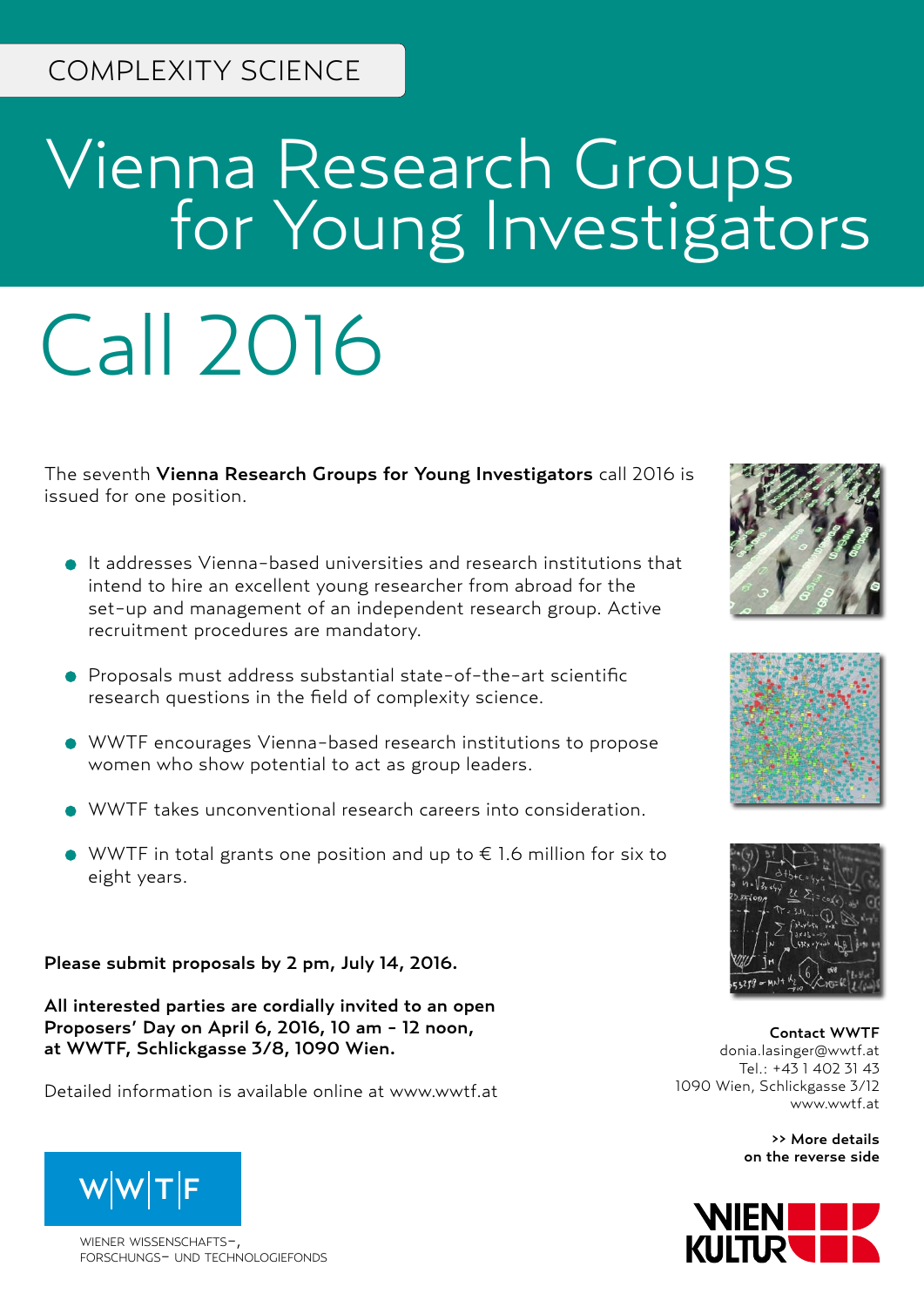COMPLEXITY SCIENCE

# Vienna Research Groups for Young Investigators

# Call 2016

The seventh **Vienna Research Groups for Young Investigators** call 2016 is issued for one position.

- It addresses Vienna-based universities and research institutions that intend to hire an excellent young researcher from abroad for the set-up and management of an independent research group. Active recruitment procedures are mandatory.
- Proposals must address substantial state-of-the-art scientific research questions in the field of complexity science.
- WWTF encourages Vienna-based research institutions to propose women who show potential to act as group leaders.
- WWTF takes unconventional research careers into consideration.
- WWTF in total grants one position and up to € 1.6 million for six to eight years.

**Please submit proposals by 2 pm, July 14, 2016.**

**All interested parties are cordially invited to an open Proposers' Day on April 6, 2016, 10 am - 12 noon, at WWTF, Schlickgasse 3/8, 1090 Wien.**

Detailed information is available online at www.wwtf.at

**Contact WWTF**
donia.lasinger@wwtf.at
Tel.: +43 1 402 31 43
1090 Wien, Schlickgasse 3/12
www.wwtf.at

**>> More details on the reverse side**

W|W|T|F
WIENER WISSENSCHAFTS-, FORSCHUNGS- UND TECHNOLOGIEFONDS

WIEN KULTUR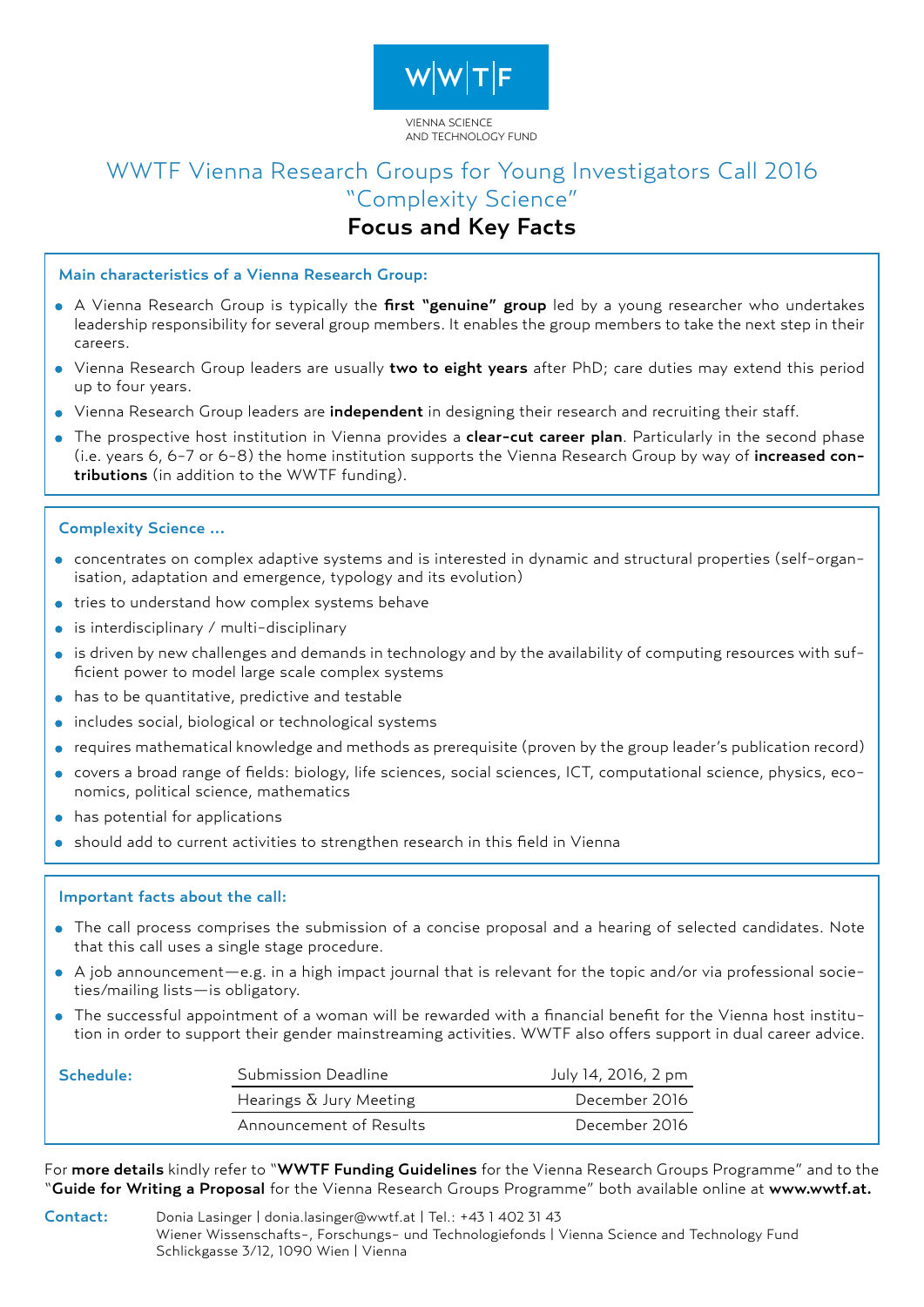W|W|T|F

VIENNA SCIENCE AND TECHNOLOGY FUND

# WWTF Vienna Research Groups for Young Investigators Call 2016 "Complexity Science"

## Focus and Key Facts

### Main characteristics of a Vienna Research Group:

- A Vienna Research Group is typically the **first "genuine" group** led by a young researcher who undertakes leadership responsibility for several group members. It enables the group members to take the next step in their careers.
- Vienna Research Group leaders are usually **two to eight years** after PhD; care duties may extend this period up to four years.
- Vienna Research Group leaders are **independent** in designing their research and recruiting their staff.
- The prospective host institution in Vienna provides a **clear-cut career plan**. Particularly in the second phase (i.e. years 6, 6-7 or 6-8) the home institution supports the Vienna Research Group by way of **increased contributions** (in addition to the WWTF funding).

### Complexity Science ...

- concentrates on complex adaptive systems and is interested in dynamic and structural properties (self-organisation, adaptation and emergence, typology and its evolution)
- tries to understand how complex systems behave
- is interdisciplinary / multi-disciplinary
- is driven by new challenges and demands in technology and by the availability of computing resources with sufficient power to model large scale complex systems
- has to be quantitative, predictive and testable
- includes social, biological or technological systems
- requires mathematical knowledge and methods as prerequisite (proven by the group leader's publication record)
- covers a broad range of fields: biology, life sciences, social sciences, ICT, computational science, physics, economics, political science, mathematics
- has potential for applications
- should add to current activities to strengthen research in this field in Vienna

### Important facts about the call:

- The call process comprises the submission of a concise proposal and a hearing of selected candidates. Note that this call uses a single stage procedure.
- A job announcement—e.g. in a high impact journal that is relevant for the topic and/or via professional societies/mailing lists—is obligatory.
- The successful appointment of a woman will be rewarded with a financial benefit for the Vienna host institution in order to support their gender mainstreaming activities. WWTF also offers support in dual career advice.

**Schedule:**

| | |
|---|---|
| Submission Deadline | July 14, 2016, 2 pm |
| Hearings & Jury Meeting | December 2016 |
| Announcement of Results | December 2016 |

For **more details** kindly refer to "**WWTF Funding Guidelines** for the Vienna Research Groups Programme" and to the "**Guide for Writing a Proposal** for the Vienna Research Groups Programme" both available online at **www.wwtf.at.**

**Contact:** Donia Lasinger | donia.lasinger@wwtf.at | Tel.: +43 1 402 31 43
Wiener Wissenschafts-, Forschungs- und Technologiefonds | Vienna Science and Technology Fund
Schlickgasse 3/12, 1090 Wien | Vienna